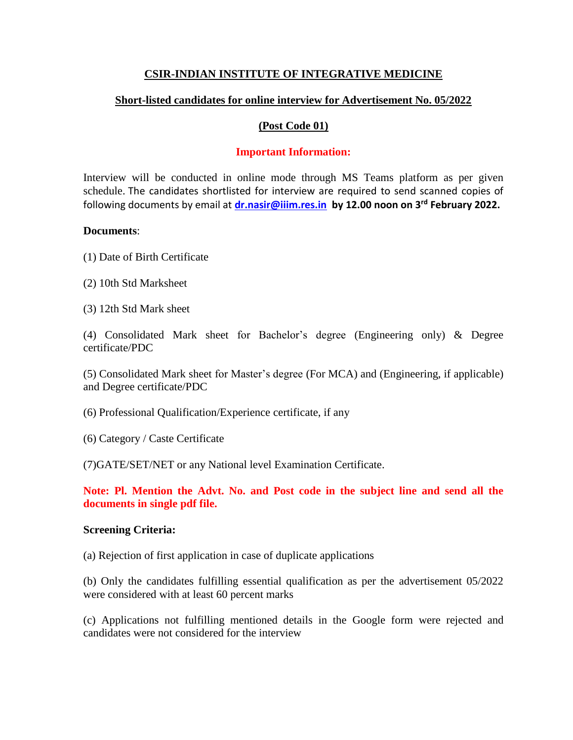# CSIR-INDIAN INSTITUTE OF INTEGRATIVE MEDICINE

## Short-listed candidates for online interview for Advertisement No. 05/2022

## (Post Code 01)

### Important Information:

Interview will be conducted in online mode through MS Teams platform as per given schedule. The candidates shortlisted for interview are required to send scanned copies of following documents by email at dr.nasir@iiim.res.in **by 12.00 noon on 3rd February 2022.**

**Documents**:

(1) Date of Birth Certificate

(2) 10th Std Marksheet

(3) 12th Std Mark sheet

(4) Consolidated Mark sheet for Bachelor's degree (Engineering only) & Degree certificate/PDC

(5) Consolidated Mark sheet for Master's degree (For MCA) and (Engineering, if applicable) and Degree certificate/PDC

(6) Professional Qualification/Experience certificate, if any

(6) Category / Caste Certificate

(7)GATE/SET/NET or any National level Examination Certificate.

**Note: Pl. Mention the Advt. No. and Post code in the subject line and send all the documents in single pdf file.**

**Screening Criteria:**

(a) Rejection of first application in case of duplicate applications

(b) Only the candidates fulfilling essential qualification as per the advertisement 05/2022 were considered with at least 60 percent marks

(c) Applications not fulfilling mentioned details in the Google form were rejected and candidates were not considered for the interview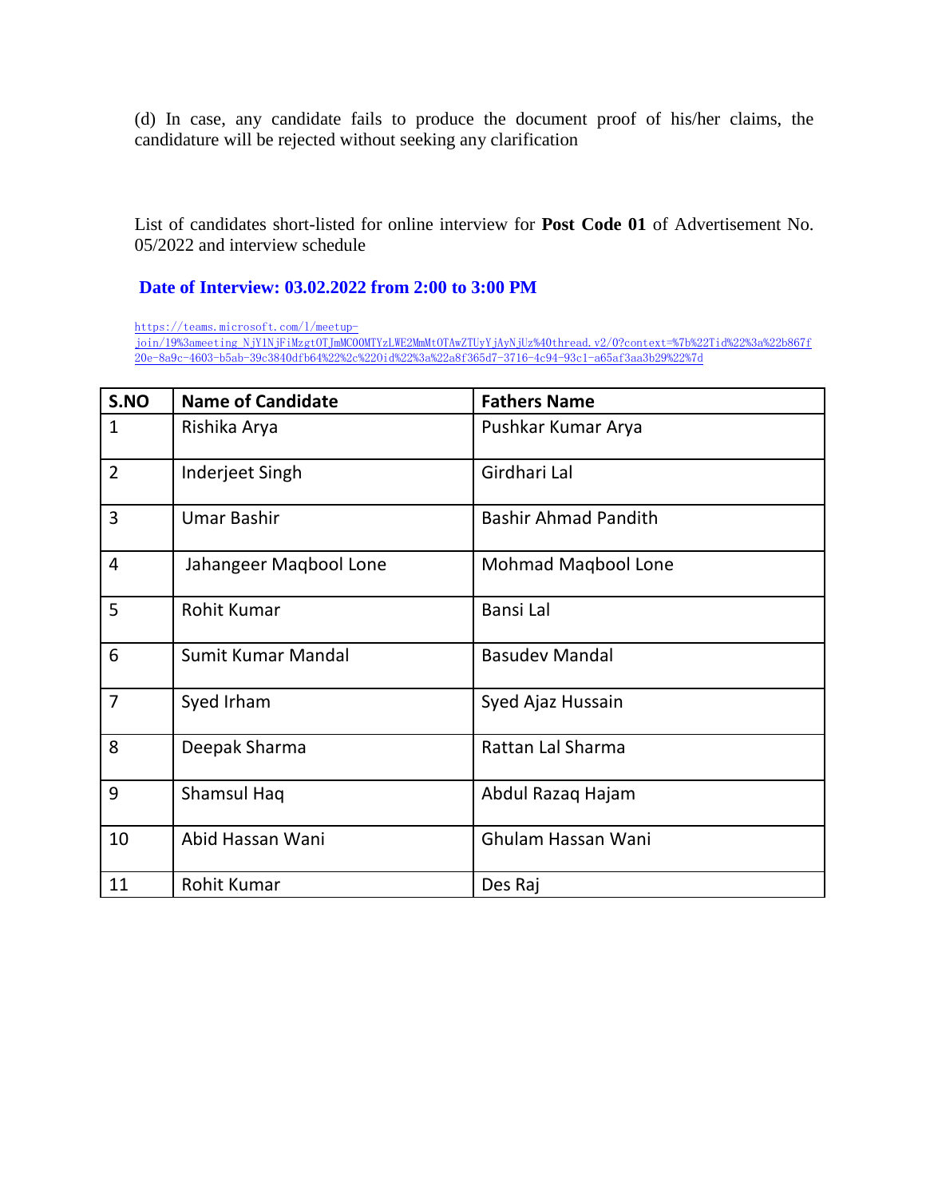(d) In case, any candidate fails to produce the document proof of his/her claims, the candidature will be rejected without seeking any clarification

List of candidates short-listed for online interview for **Post Code 01** of Advertisement No. 05/2022 and interview schedule

**Date of Interview: 03.02.2022 from 2:00 to 3:00 PM**

https://teams.microsoft.com/l/meetup-join/19%3ameeting_NjY1NjFiMzgtOTJmMC00MTYzLWE2MmMtOTAwZTUyYjAyNjUz%40thread.v2/0?context=%7b%22Tid%22%3a%22b867f20e-8a9c-4603-b5ab-39c3840dfb64%22%2c%22Oid%22%3a%22a8f365d7-3716-4c94-93c1-a65af3aa3b29%22%7d

| S.NO | Name of Candidate | Fathers Name |
|---|---|---|
| 1 | Rishika Arya | Pushkar Kumar Arya |
| 2 | Inderjeet Singh | Girdhari Lal |
| 3 | Umar Bashir | Bashir Ahmad Pandith |
| 4 | Jahangeer Maqbool Lone | Mohmad Maqbool Lone |
| 5 | Rohit Kumar | Bansi Lal |
| 6 | Sumit Kumar Mandal | Basudev Mandal |
| 7 | Syed Irham | Syed Ajaz Hussain |
| 8 | Deepak Sharma | Rattan Lal Sharma |
| 9 | Shamsul Haq | Abdul Razaq Hajam |
| 10 | Abid Hassan Wani | Ghulam Hassan Wani |
| 11 | Rohit Kumar | Des Raj |